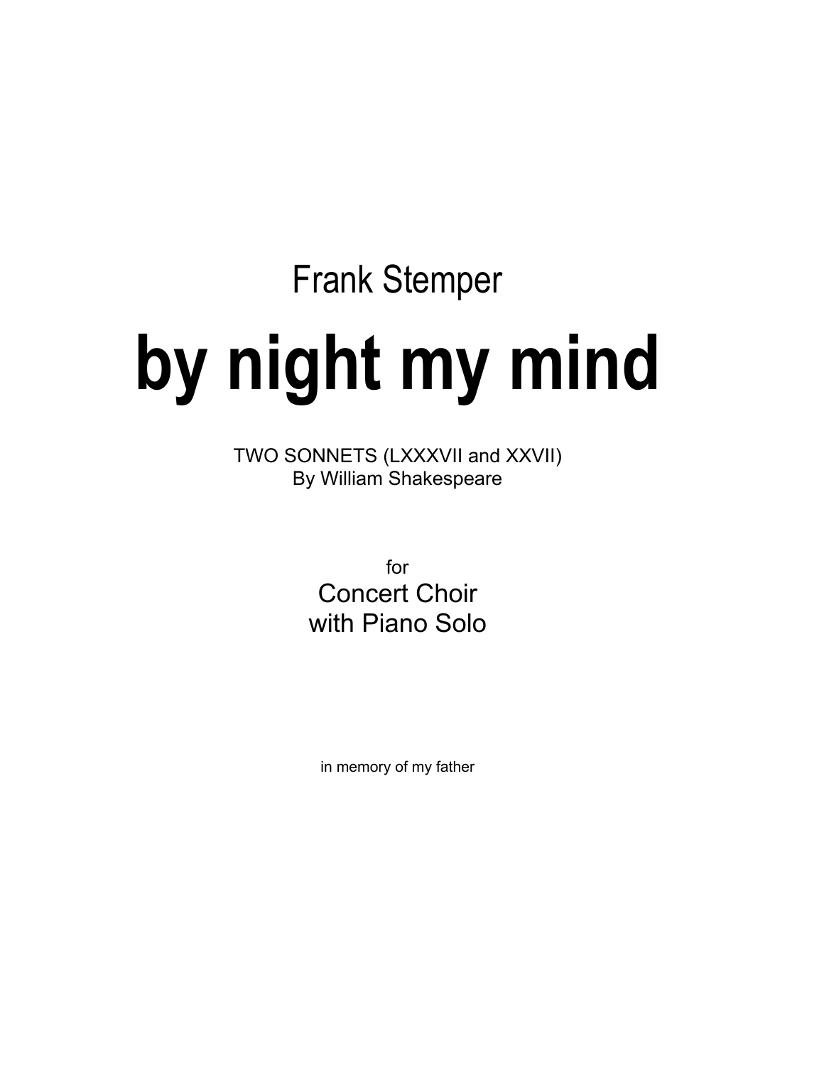Frank Stemper

# by night my mind

TWO SONNETS (LXXXVII and XXVII)
By William Shakespeare

for
Concert Choir
with Piano Solo

in memory of my father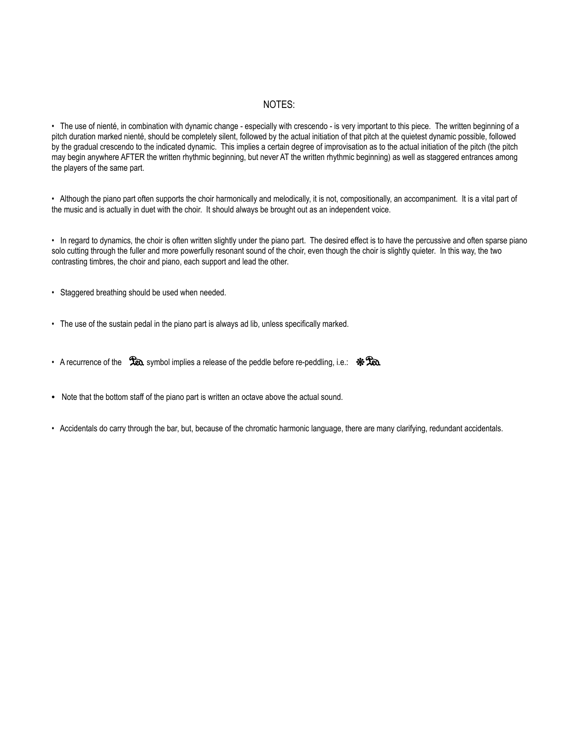## NOTES:

- The use of nienté, in combination with dynamic change - especially with crescendo - is very important to this piece. The written beginning of a pitch duration marked nienté, should be completely silent, followed by the actual initiation of that pitch at the quietest dynamic possible, followed by the gradual crescendo to the indicated dynamic. This implies a certain degree of improvisation as to the actual initiation of the pitch (the pitch may begin anywhere AFTER the written rhythmic beginning, but never AT the written rhythmic beginning) as well as staggered entrances among the players of the same part.

- Although the piano part often supports the choir harmonically and melodically, it is not, compositionally, an accompaniment. It is a vital part of the music and is actually in duet with the choir. It should always be brought out as an independent voice.

- In regard to dynamics, the choir is often written slightly under the piano part. The desired effect is to have the percussive and often sparse piano solo cutting through the fuller and more powerfully resonant sound of the choir, even though the choir is slightly quieter. In this way, the two contrasting timbres, the choir and piano, each support and lead the other.

- Staggered breathing should be used when needed.

- The use of the sustain pedal in the piano part is always ad lib, unless specifically marked.

- A recurrence of the 𝆮 symbol implies a release of the peddle before re-peddling, i.e.: 𝆯𝆮

- Note that the bottom staff of the piano part is written an octave above the actual sound.

- Accidentals do carry through the bar, but, because of the chromatic harmonic language, there are many clarifying, redundant accidentals.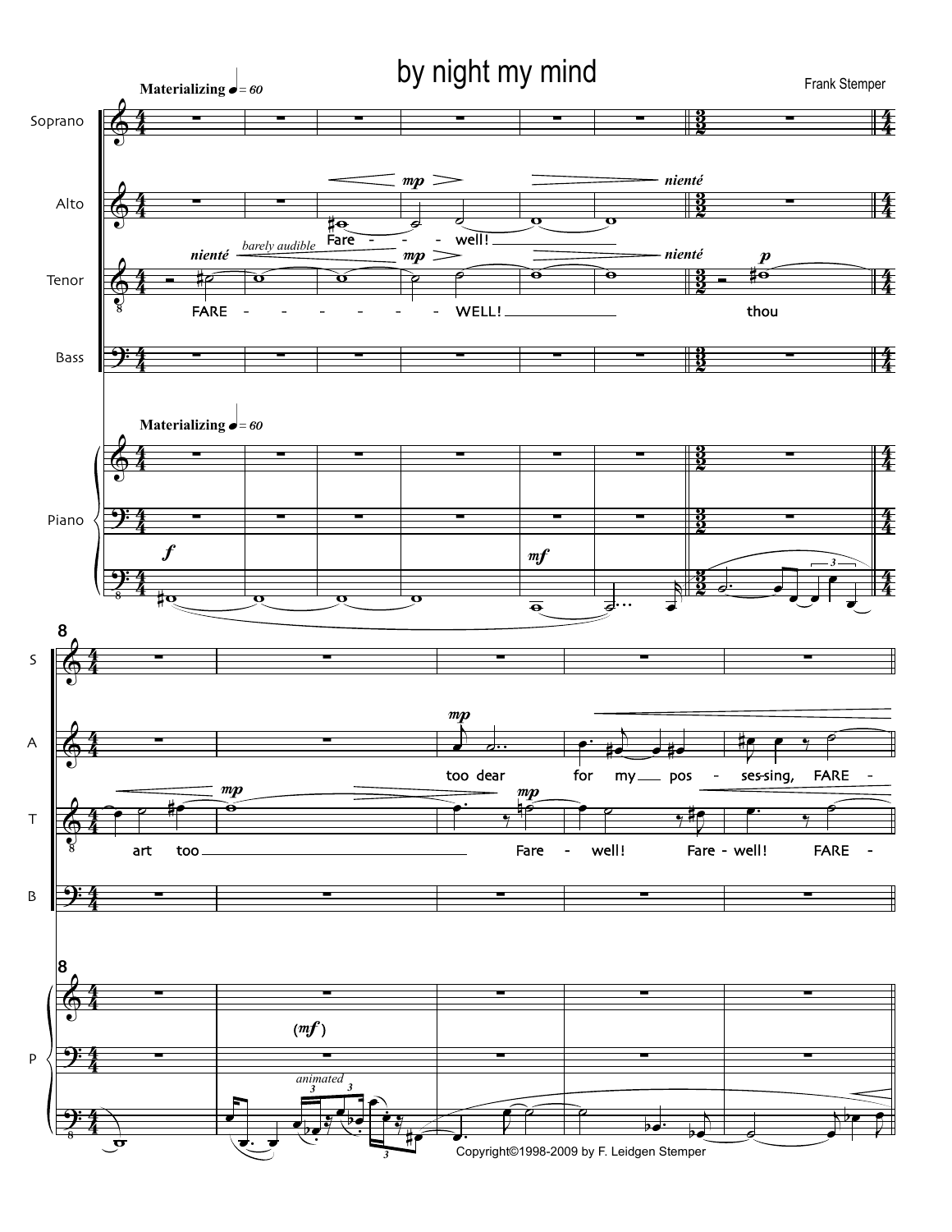# by night my mind

Frank Stemper

Copyright©1998-2009 by F. Leidgen Stemper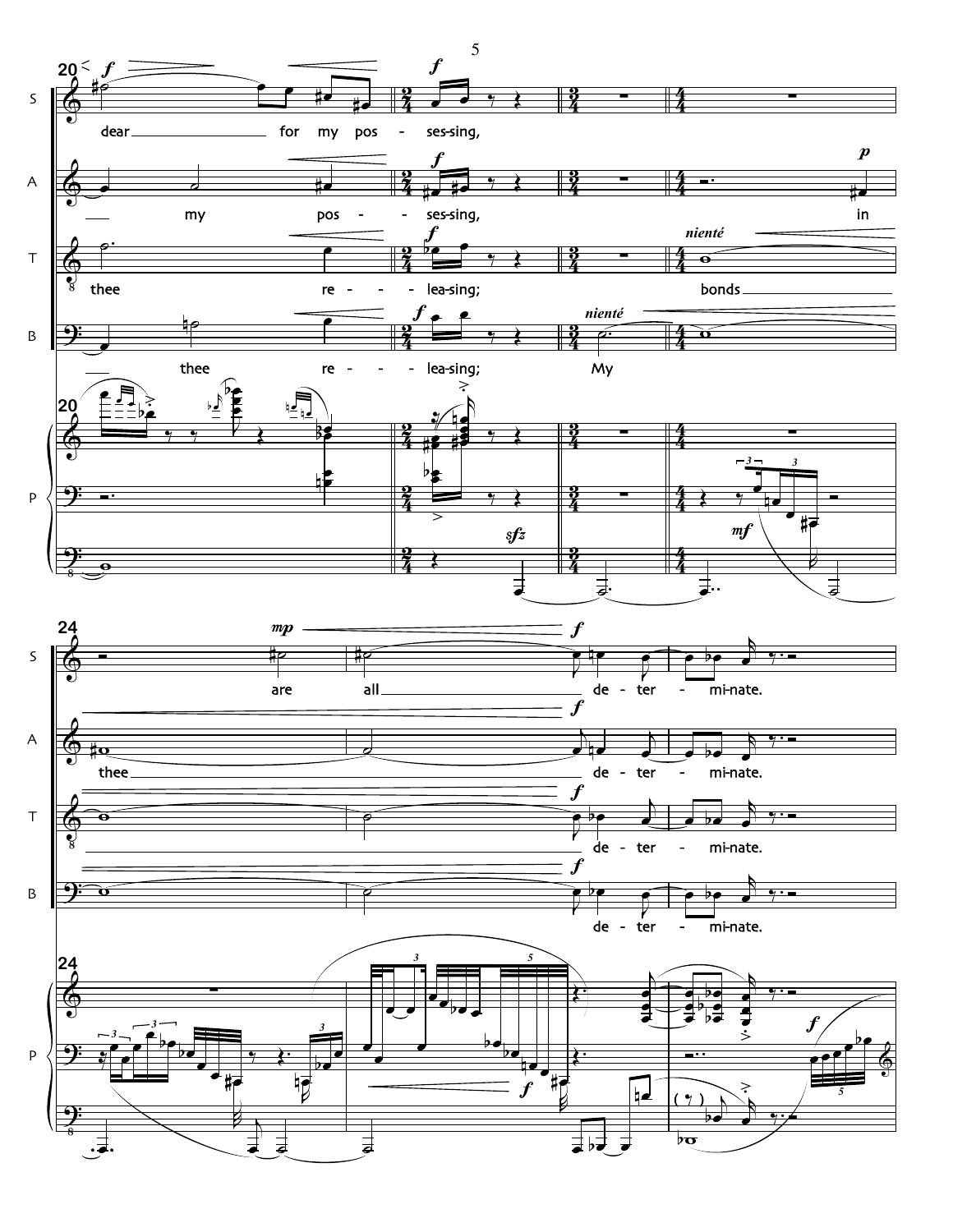dear for my pos - ses-sing,

my pos - - ses-sing, in

thee re - - lea-sing; bonds

thee re - - lea-sing; My

are all de - ter - mi-nate.

thee de - ter - mi-nate.

de - ter - mi-nate.

de - ter - mi-nate.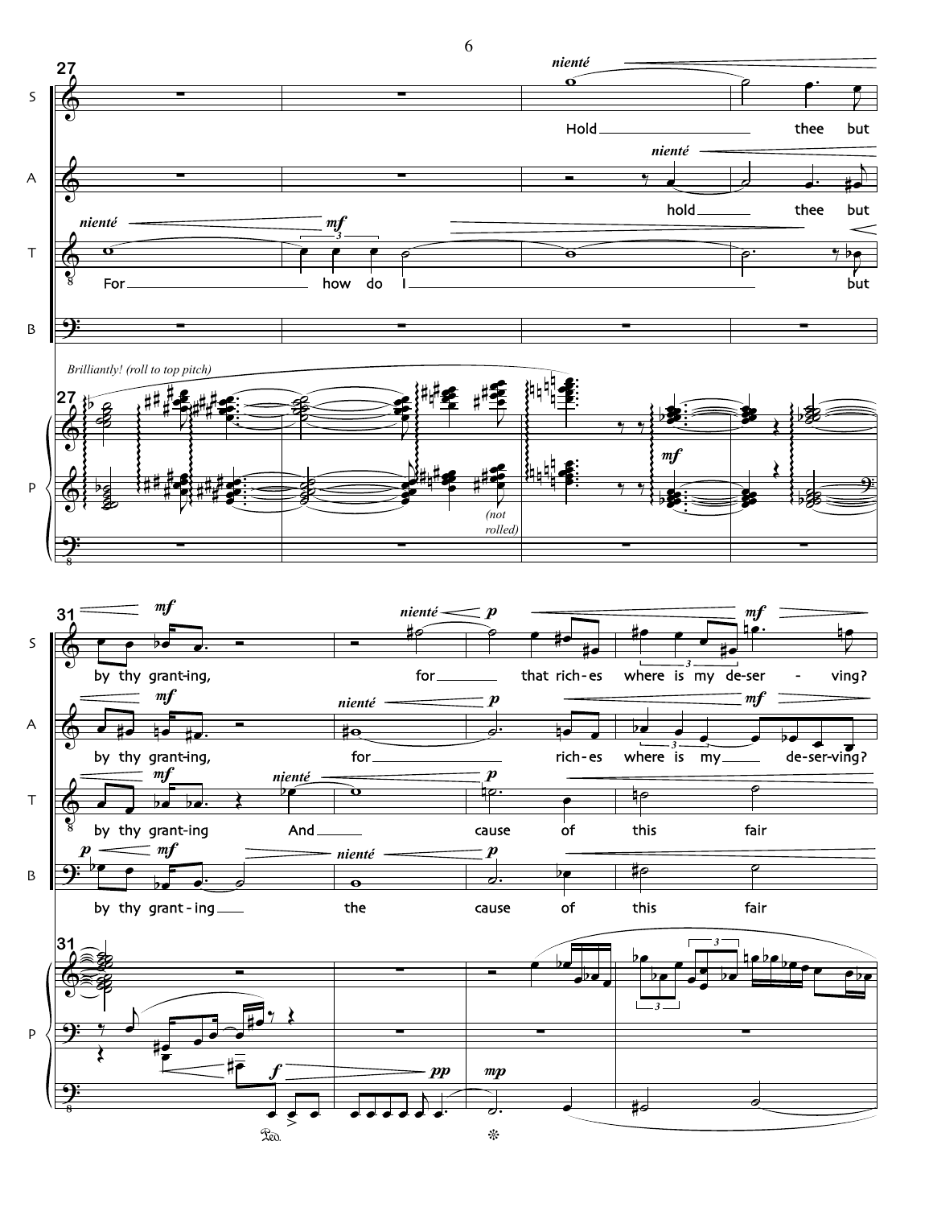27

S: *niente* — Hold thee but

A: *niente* — hold thee but

T: *niente* *mf* — For how do I but

B: —

*Brilliantly! (roll to top pitch)*

P: *mf* *(not rolled)*

31

S: *mf* by thy grant-ing, *niente* *p* for that rich-es where is my de-ser - ving? *mf*

A: *mf* by thy grant-ing, *niente* *p* for rich-es where is my de-ser-ving? *mf*

T: *mf* by thy grant-ing *niente* And *p* cause of this fair

B: *p* *mf* by thy grant - ing *niente* the *p* cause of this fair

P: *f* *pp* *mp*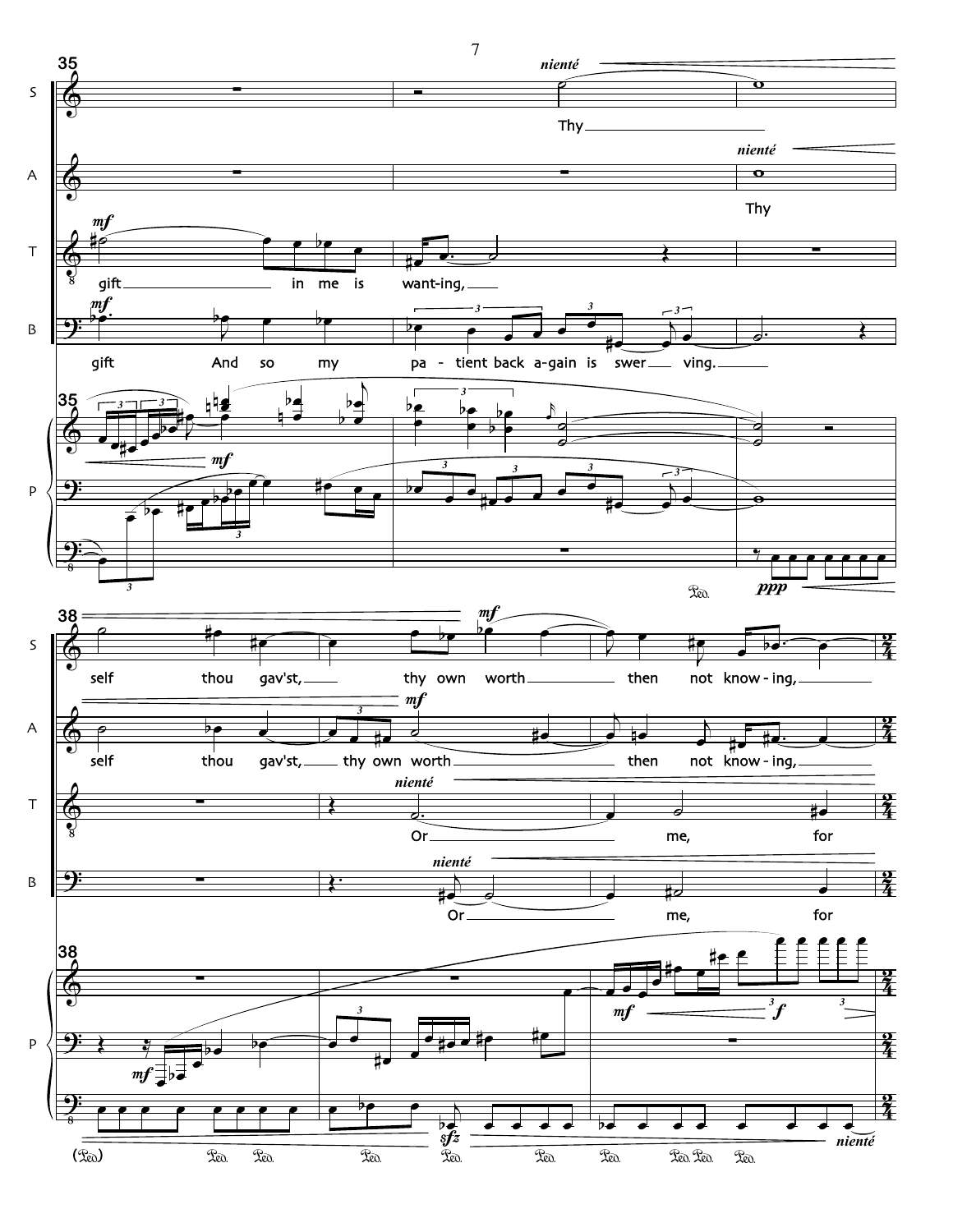35

S: Thy

A: Thy

T: gift in me is want-ing,

B: gift And so my pa - tient back a-gain is swer - ving.

*nienté*

*mf*

P

*ppp*

38

S: self thou gav'st, thy own worth then not know - ing,

A: self thou gav'st, thy own worth then not know - ing,

T: Or me, for

B: Or me, for

*mf*

*nienté*

P

*mf*

*f*

*sfz*

*nienté*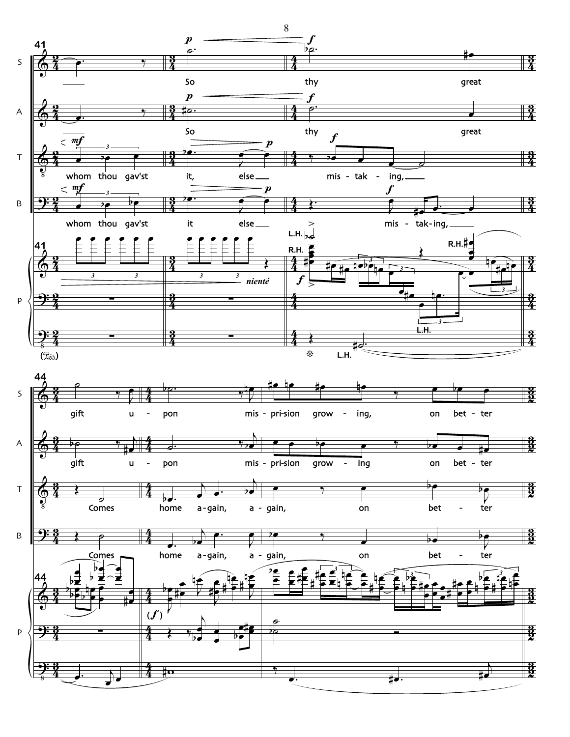**41**

S: So thy great gift upon misprision growing, on better

A: So thy great gift upon misprision growing on better

T: whom thou gav'st it, else mistaking, Comes home again, again, on better

B: whom thou gav'st it else mis-tak-ing, Comes home again, again, on better

*nienté*

L.H. R.H.

(Ped.)

**44**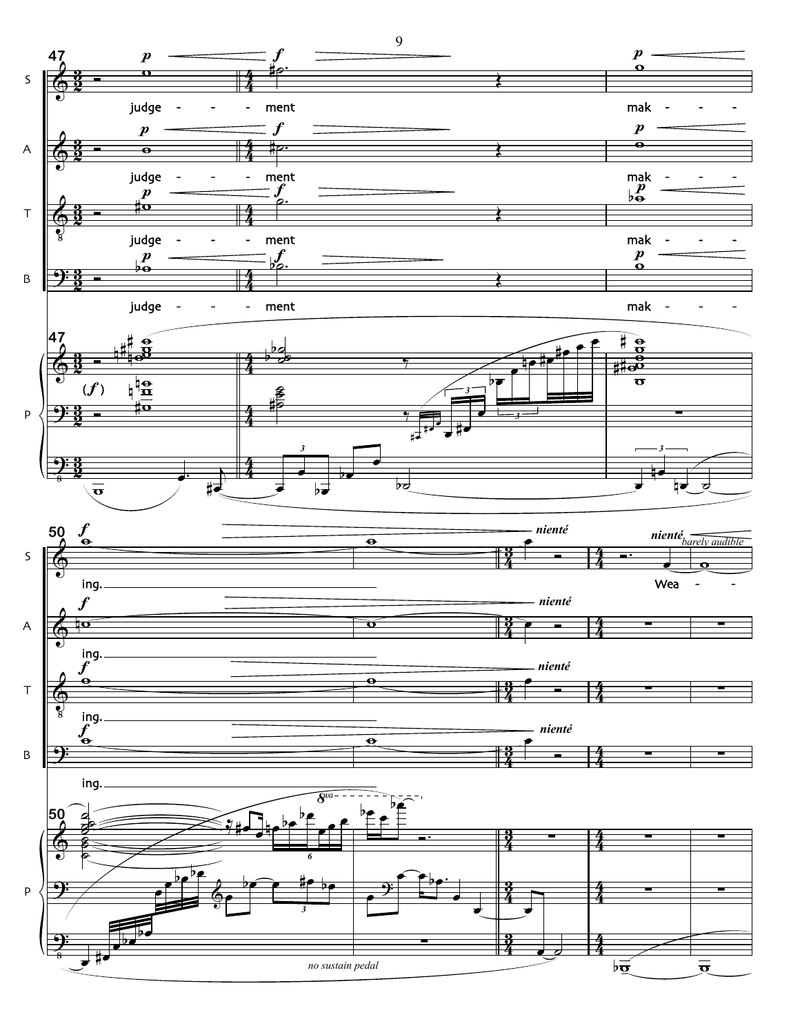judge - - - ment

mak - - - ing.

Wea - -

*nienté*

*barely audible*

*no sustain pedal*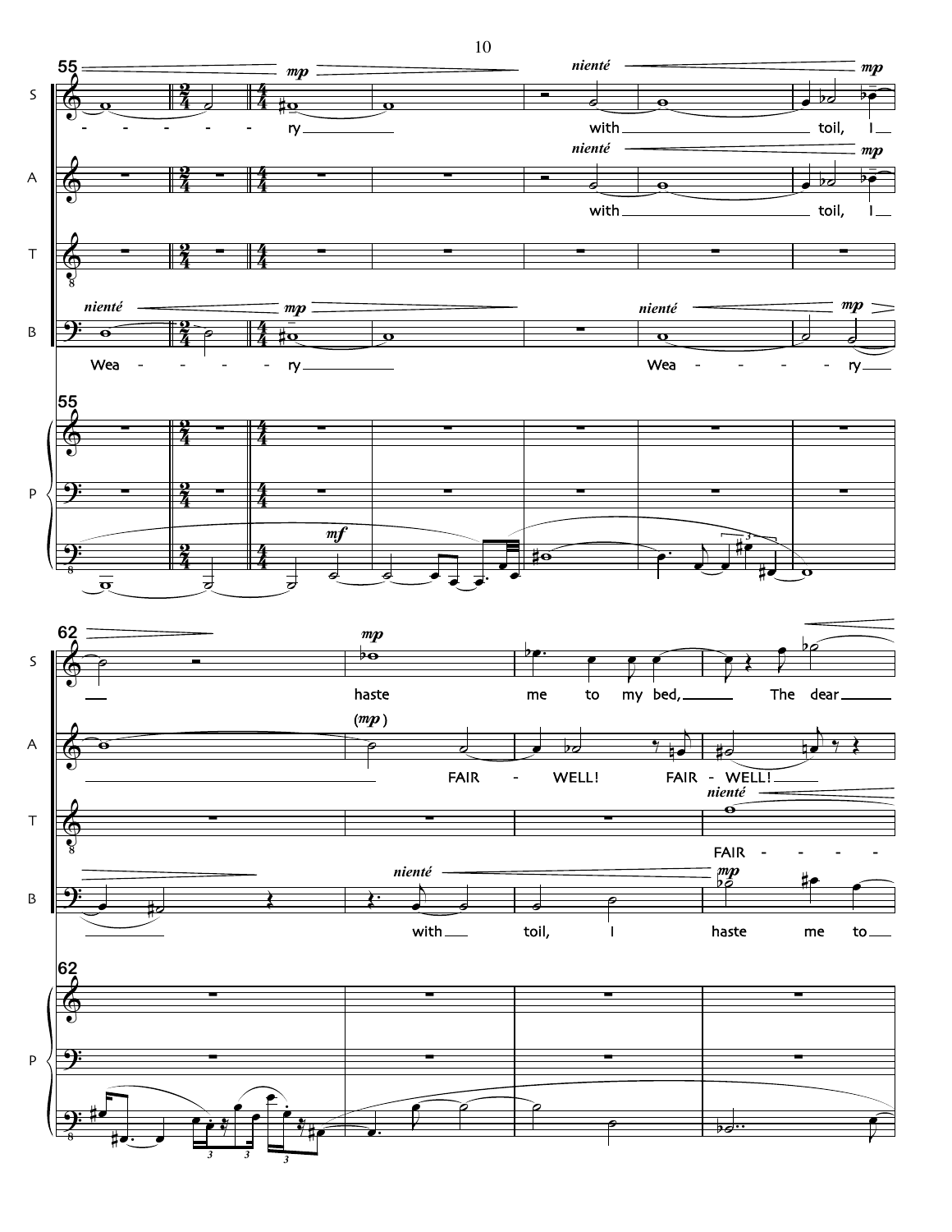**S:** - - - - - ry with toil, I haste me to my bed, The dear

**A:** with toil, I FAIR - WELL! FAIR - WELL!

**T:** FAIR - - - -

**B:** Wea - - - - - ry Wea - - - - - ry with toil, I haste me to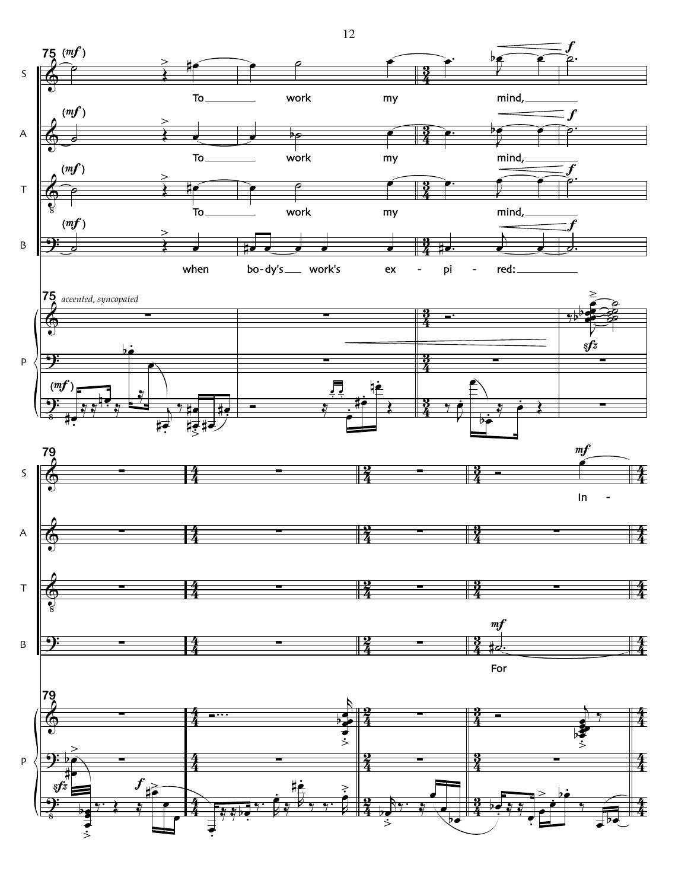75

S: To work my mind,

A: To work my mind,

T: To work my mind,

B: when bo-dy's work's ex - pi - red:

*accented, syncopated*

79

S: In -

B: For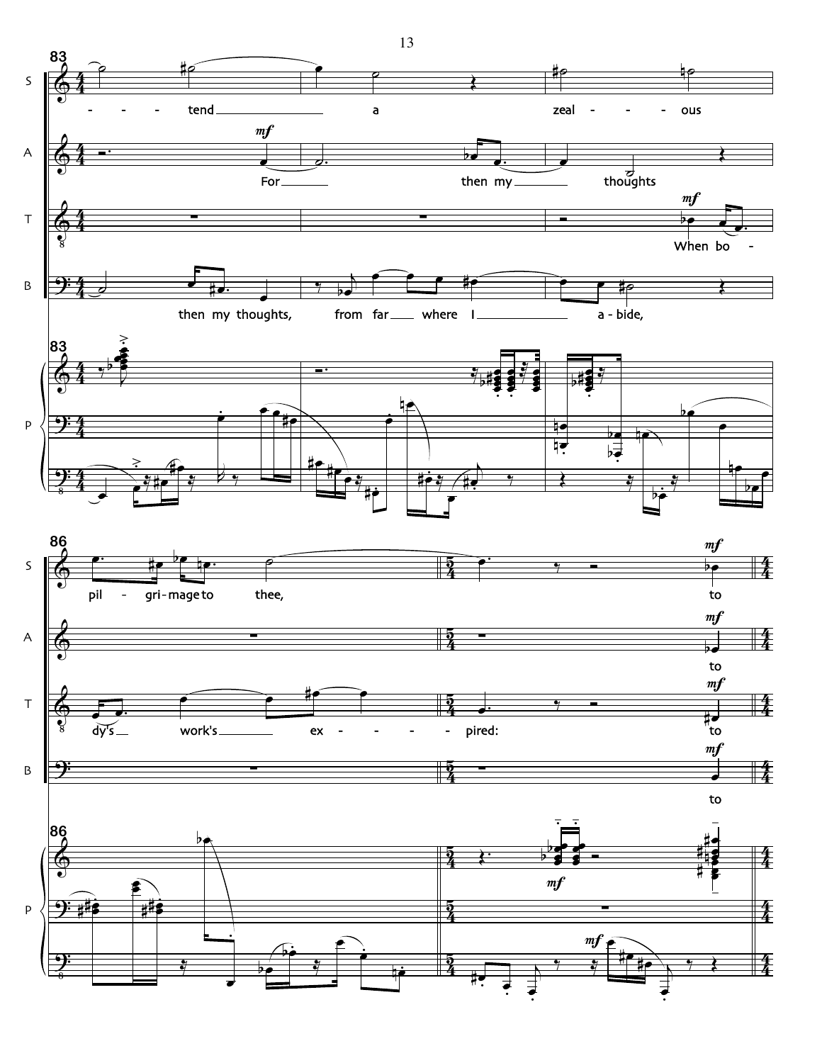**83**

S: - - - tend a zeal - - - ous

A: *mf* For then my thoughts

T: *mf* When bo -

B: then my thoughts, from far where I a - bide,

P

**86**

S: pil - gri - mage to thee, *mf* to

A: *mf* to

T: dy's work's ex - - - - - pired: *mf* to

B: *mf* to

P: *mf*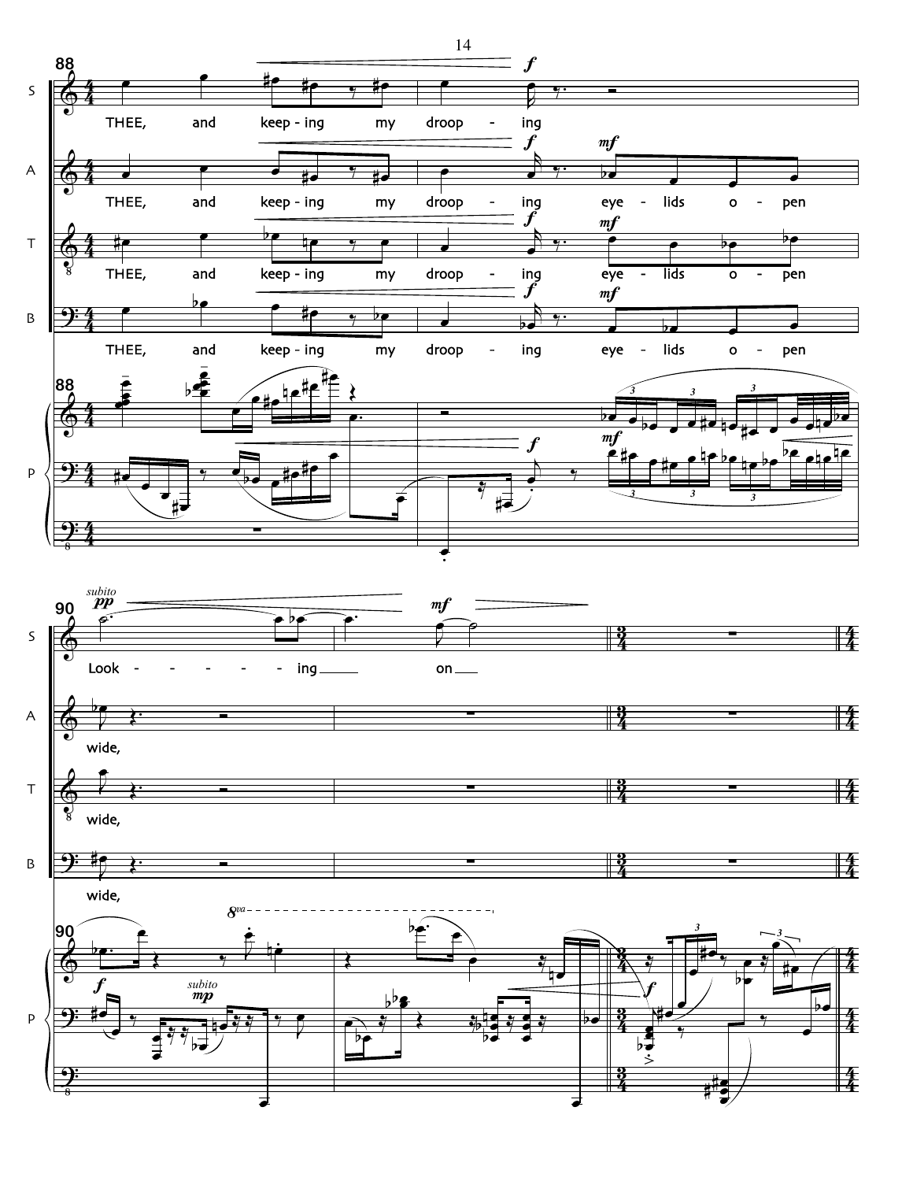88

S: THEE, and keep - ing my droop - ing

A: THEE, and keep - ing my droop - ing eye - lids o - pen

T: THEE, and keep - ing my droop - ing eye - lids o - pen

B: THEE, and keep - ing my droop - ing eye - lids o - pen

P

90

S: Look - - - - - - ing on

A: wide,

T: wide,

B: wide,

P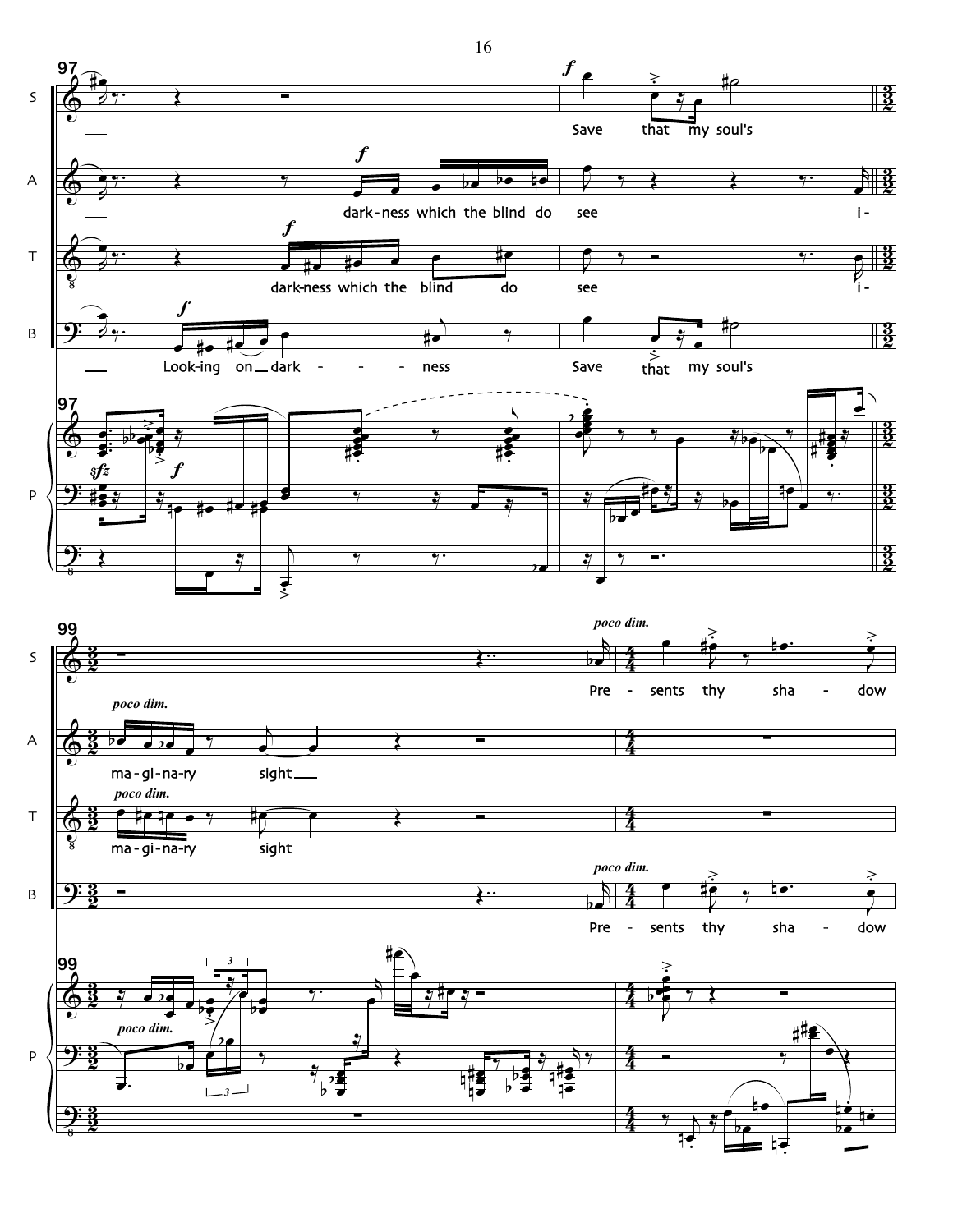**97**

S: Save that my soul's

A: dark-ness which the blind do see i-

T: dark-ness which the blind do see i-

B: Look-ing on dark - - - - ness Save that my soul's

**99**

S: *poco dim.* Pre - sents thy sha - dow

A: *poco dim.* ma-gi-na-ry sight

T: *poco dim.* ma-gi-na-ry sight

B: *poco dim.* Pre - sents thy sha - dow

P: *poco dim.*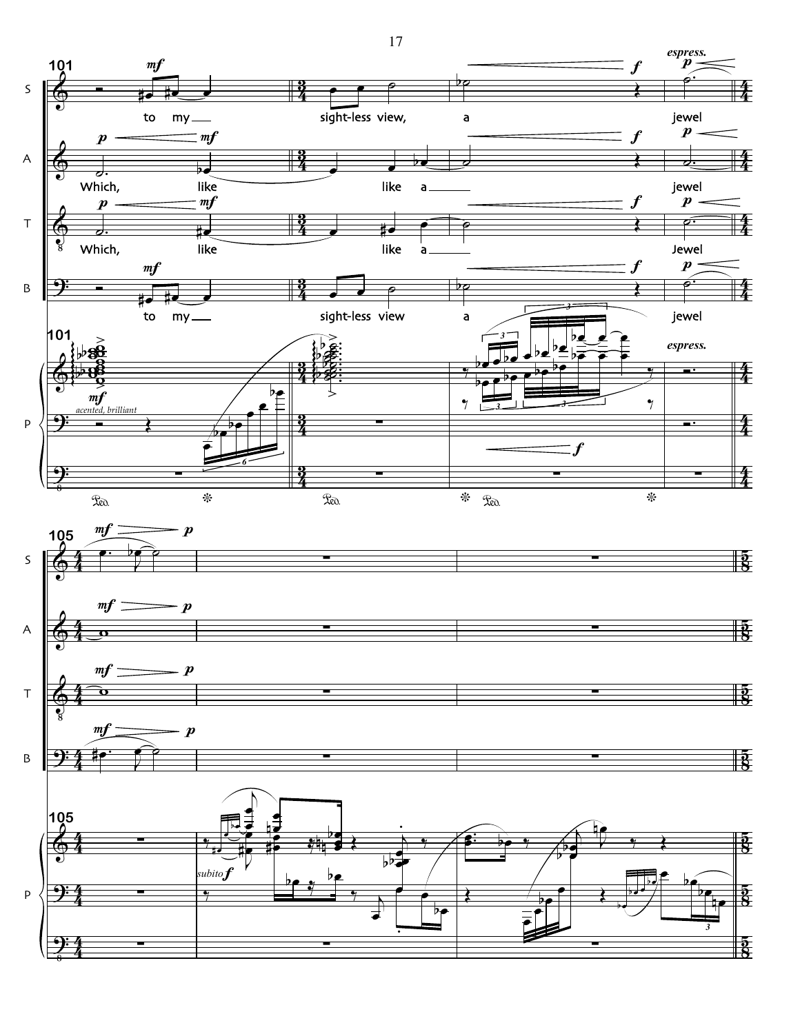**101**

S: to my sight-less view, a jewel

A: Which, like like a jewel

T: Which, like like a Jewel

B: to my sight-less view a jewel

*espress.*

*acented, brilliant*

**105**

*subito f*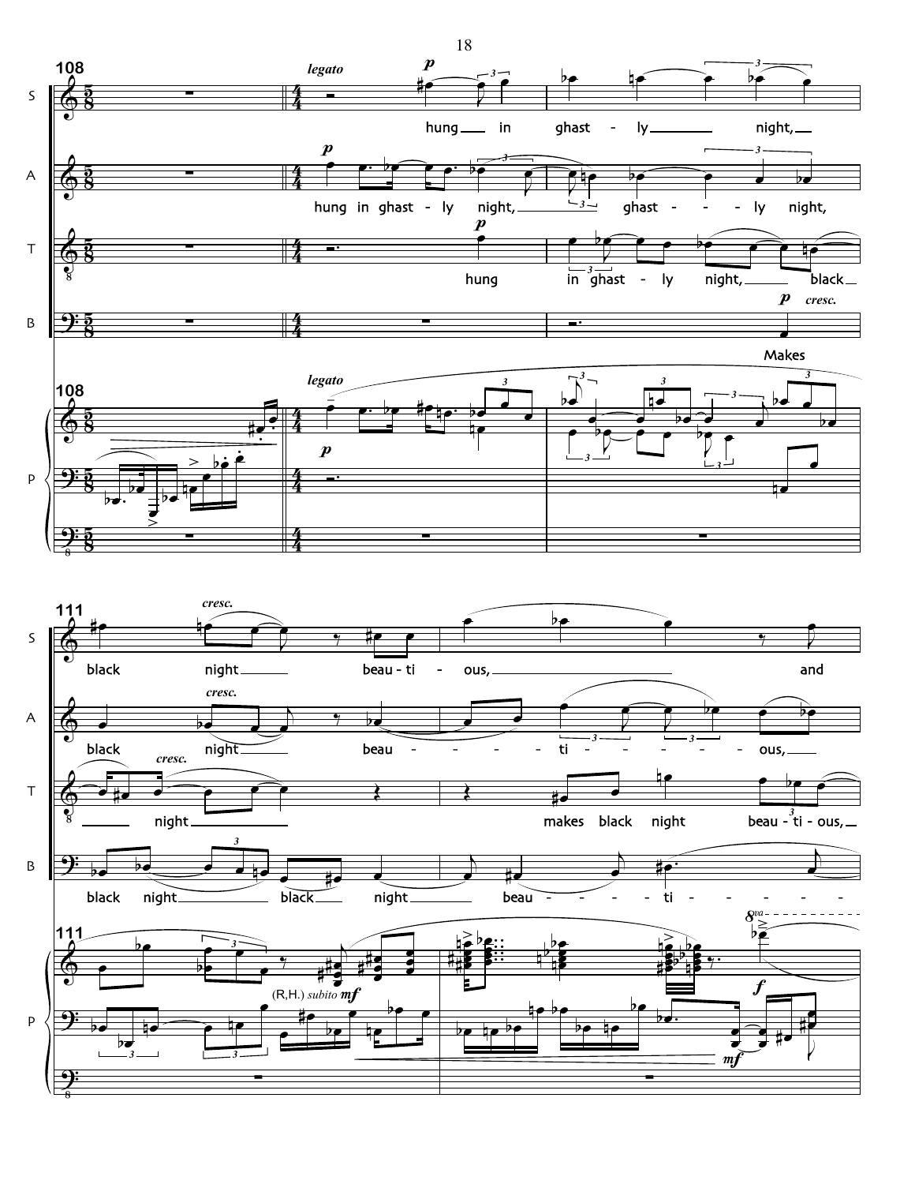108

**S** — *legato* *p*
hung in ghast - ly night,

**A** — *p*
hung in ghast - ly night, ghast - ly night,

**T** — *p*
hung in ghast - ly night, black

**B** — *p* *cresc.*
Makes

**P** — *legato* *p*

111

**S** — *cresc.*
black night beau - ti - ous, and

**A** — *cresc.*
black night beau - ti - ous,

**T** — *cresc.*
night makes black night beau - ti - ous,

**B**
black night black night beau - ti -

**P** — (R.H.) *subito* *mf* *f* *mf* *8va*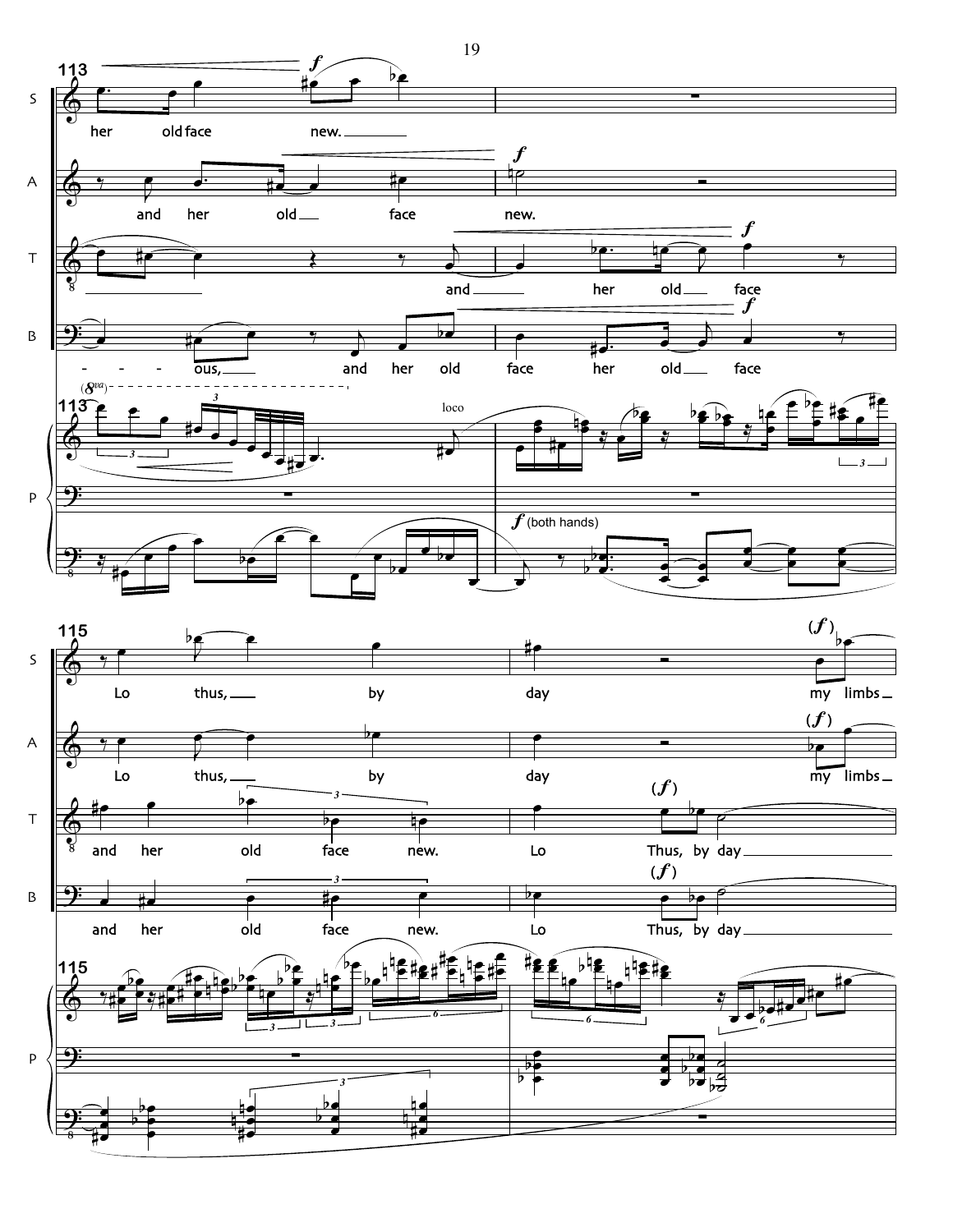S: her old face new. Lo thus, by day my limbs

A: and her old face new. Lo thus, by day my limbs

T: and her old face and her old face new. Lo Thus, by day

B: - - - ous, and her old face her old face and her old face new. Lo Thus, by day

P: loco, *f* (both hands)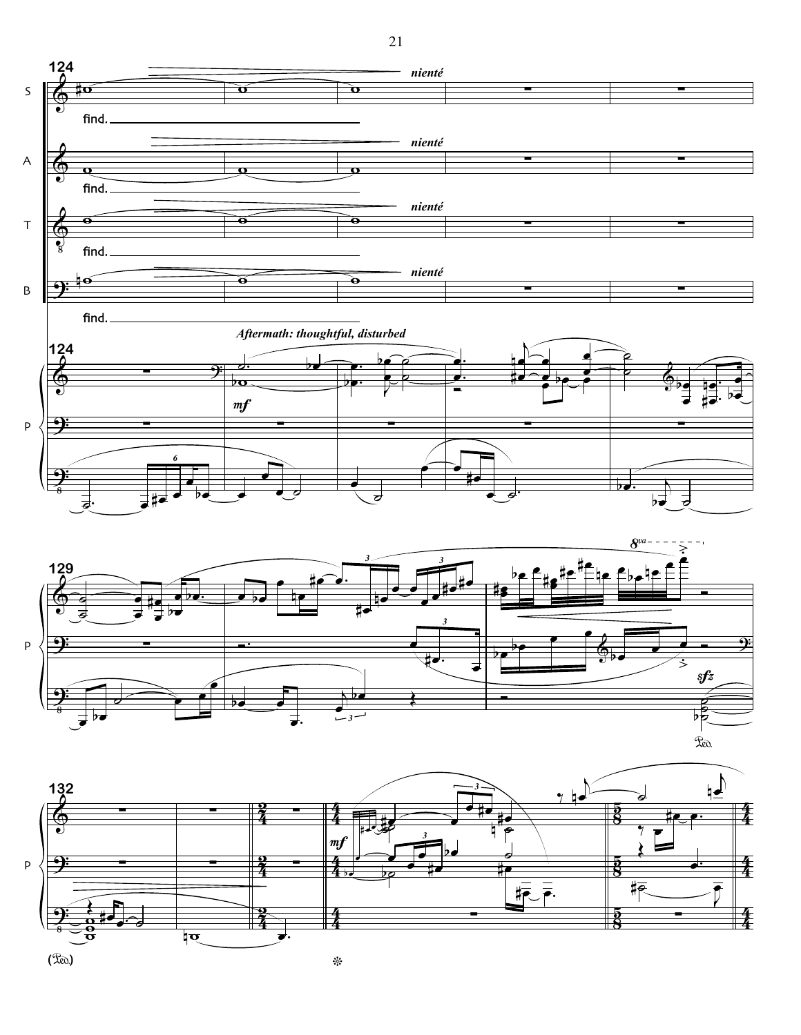**124**

S: find. — *nienté*

A: find. — *nienté*

T: find. — *nienté*

B: find. — *nienté*

***Aftermath: thoughtful, disturbed***

P: *mf*

**129**

*sfz*

**132**

*mf*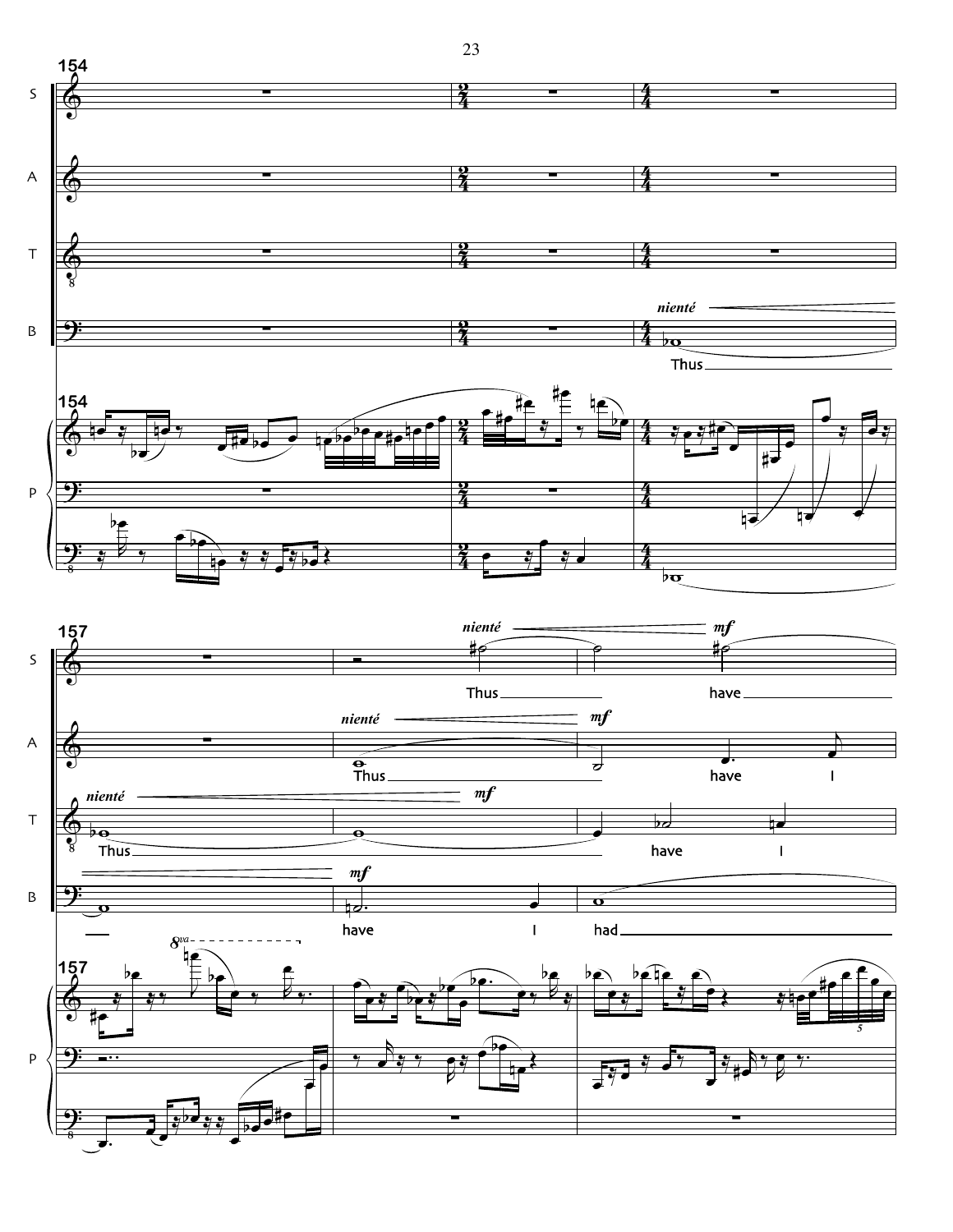154

S

A

T

B

*nienté*

Thus

P

157

*nienté* *mf*

Thus have

*nienté* *mf*

Thus have I

*nienté* *mf*

Thus have I

*mf*

have I had

P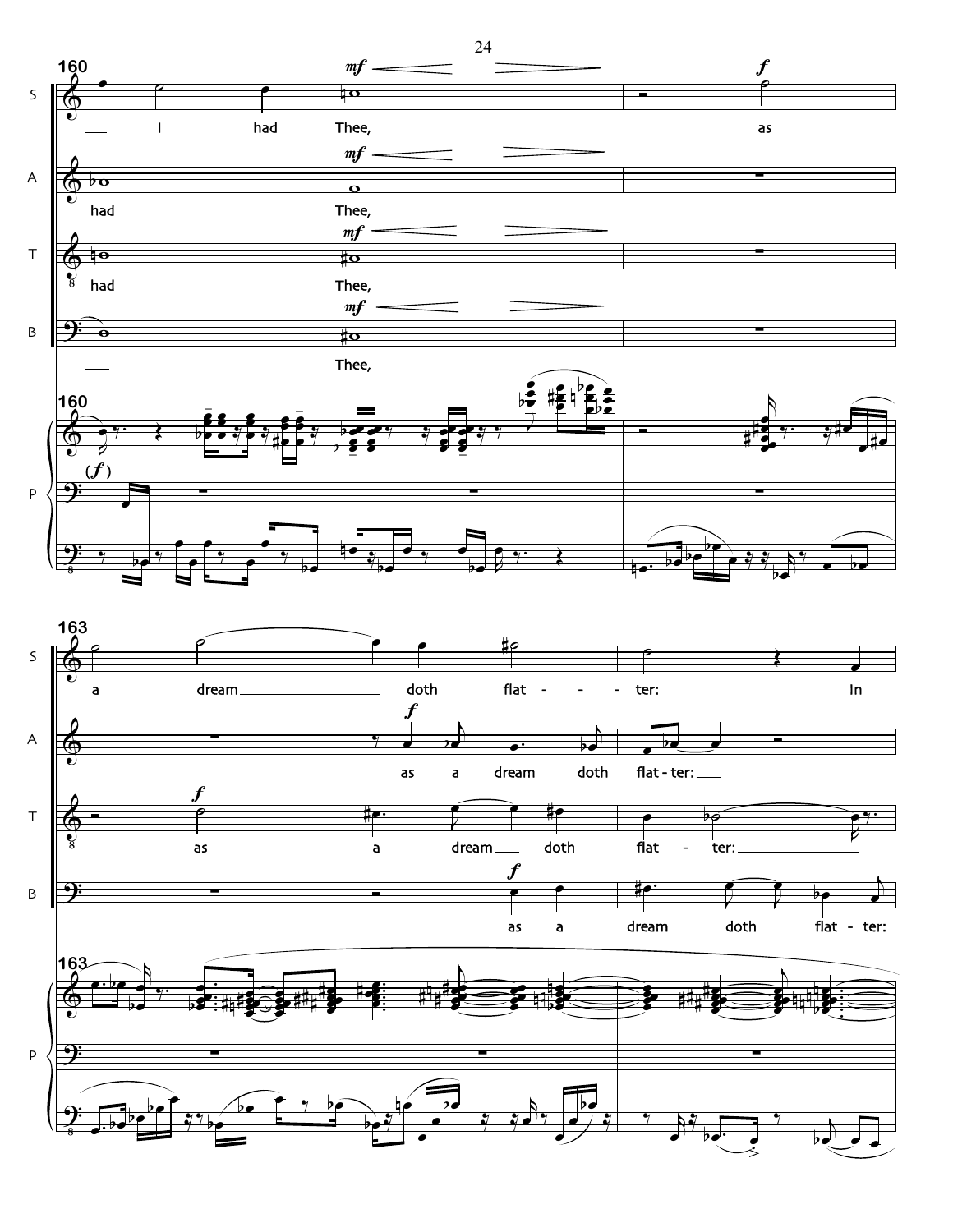**160**

S: I had Thee, as

A: had Thee,

T: had Thee,

B: Thee,

P

**163**

S: a dream doth flat - - - ter: In

A: as a dream doth flat - ter:

T: as a dream doth flat - ter:

B: as a dream doth flat - ter:

P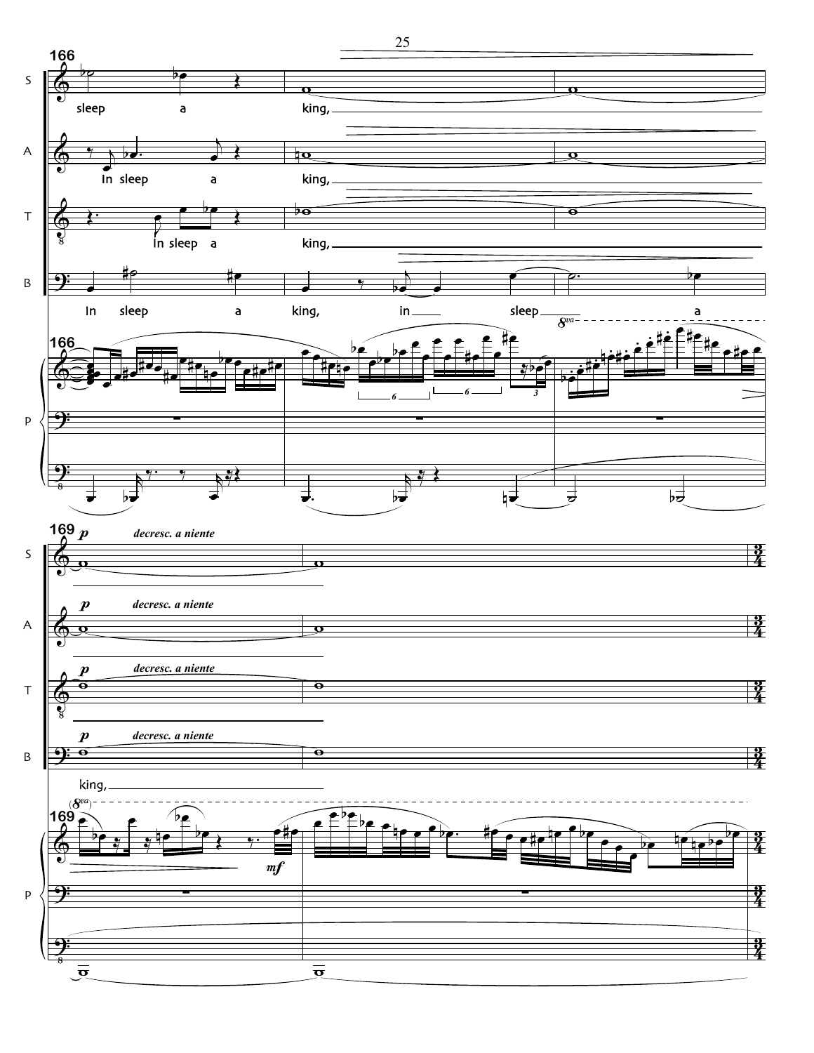166

S: sleep a king,

A: In sleep a king,

T: In sleep a king,

B: In sleep a king, in sleep a

169

S: *p* *decresc. a niente*

A: *p* *decresc. a niente*

T: *p* *decresc. a niente*

B: *p* *decresc. a niente*

king,

*mf*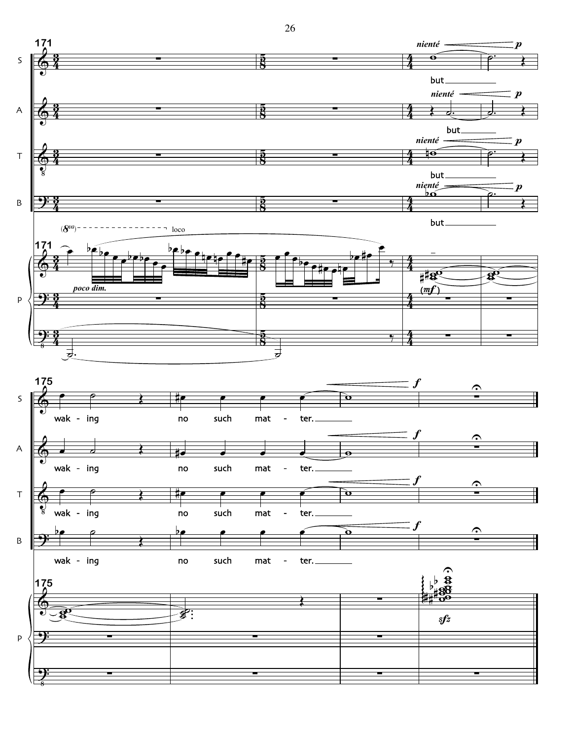171

S

A

T

B

P

niente — p

but

waking no such matter.

(8va) loco

poco dim.

(mf)

175

f

sfz